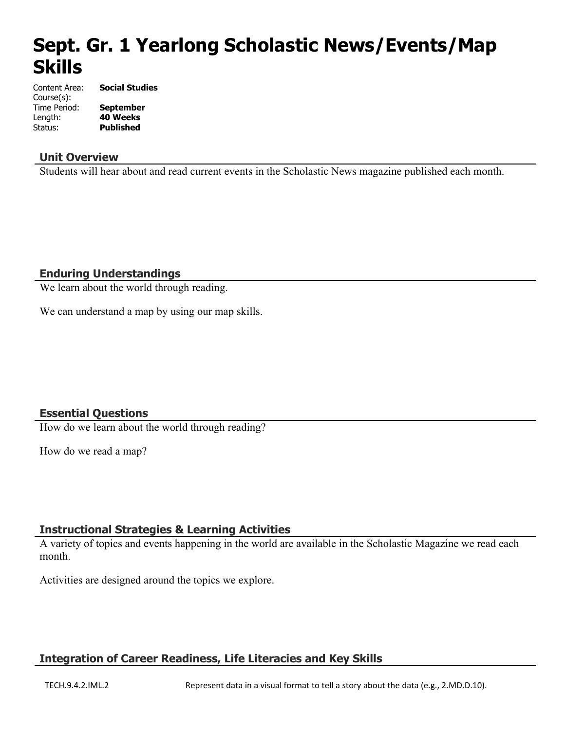# Sept. Gr. 1 Yearlong Scholastic News/Events/Map Skills

| | |
|---|---|
| Content Area: | **Social Studies** |
| Course(s): | |
| Time Period: | **September** |
| Length: | **40 Weeks** |
| Status: | **Published** |

## Unit Overview

Students will hear about and read current events in the Scholastic News magazine published each month.

## Enduring Understandings

We learn about the world through reading.

We can understand a map by using our map skills.

## Essential Questions

How do we learn about the world through reading?

How do we read a map?

## Instructional Strategies & Learning Activities

A variety of topics and events happening in the world are available in the Scholastic Magazine we read each month.

Activities are designed around the topics we explore.

## Integration of Career Readiness, Life Literacies and Key Skills

| | |
|---|---|
| TECH.9.4.2.IML.2 | Represent data in a visual format to tell a story about the data (e.g., 2.MD.D.10). |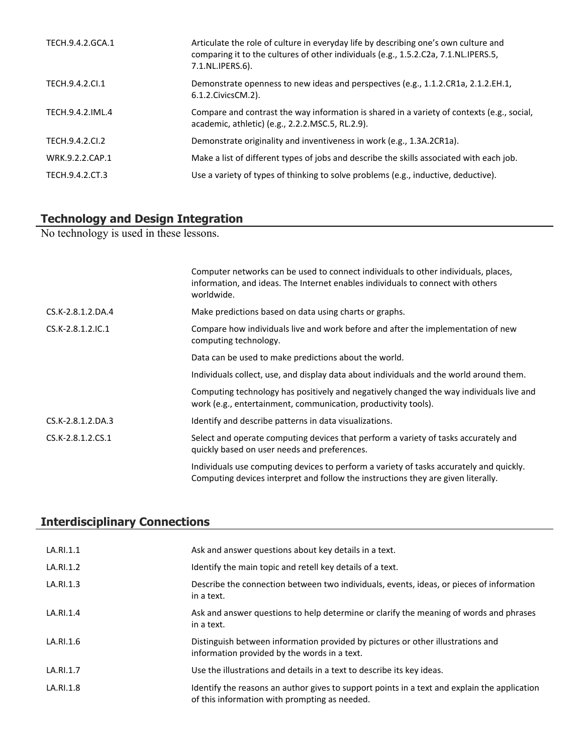| | |
|---|---|
| TECH.9.4.2.GCA.1 | Articulate the role of culture in everyday life by describing one's own culture and comparing it to the cultures of other individuals (e.g., 1.5.2.C2a, 7.1.NL.IPERS.5, 7.1.NL.IPERS.6). |
| TECH.9.4.2.CI.1 | Demonstrate openness to new ideas and perspectives (e.g., 1.1.2.CR1a, 2.1.2.EH.1, 6.1.2.CivicsCM.2). |
| TECH.9.4.2.IML.4 | Compare and contrast the way information is shared in a variety of contexts (e.g., social, academic, athletic) (e.g., 2.2.2.MSC.5, RL.2.9). |
| TECH.9.4.2.CI.2 | Demonstrate originality and inventiveness in work (e.g., 1.3A.2CR1a). |
| WRK.9.2.2.CAP.1 | Make a list of different types of jobs and describe the skills associated with each job. |
| TECH.9.4.2.CT.3 | Use a variety of types of thinking to solve problems (e.g., inductive, deductive). |

## Technology and Design Integration

No technology is used in these lessons.

| | |
|---|---|
| | Computer networks can be used to connect individuals to other individuals, places, information, and ideas. The Internet enables individuals to connect with others worldwide. |
| CS.K-2.8.1.2.DA.4 | Make predictions based on data using charts or graphs. |
| CS.K-2.8.1.2.IC.1 | Compare how individuals live and work before and after the implementation of new computing technology. |
| | Data can be used to make predictions about the world. |
| | Individuals collect, use, and display data about individuals and the world around them. |
| | Computing technology has positively and negatively changed the way individuals live and work (e.g., entertainment, communication, productivity tools). |
| CS.K-2.8.1.2.DA.3 | Identify and describe patterns in data visualizations. |
| CS.K-2.8.1.2.CS.1 | Select and operate computing devices that perform a variety of tasks accurately and quickly based on user needs and preferences. |
| | Individuals use computing devices to perform a variety of tasks accurately and quickly. Computing devices interpret and follow the instructions they are given literally. |

## Interdisciplinary Connections

| | |
|---|---|
| LA.RI.1.1 | Ask and answer questions about key details in a text. |
| LA.RI.1.2 | Identify the main topic and retell key details of a text. |
| LA.RI.1.3 | Describe the connection between two individuals, events, ideas, or pieces of information in a text. |
| LA.RI.1.4 | Ask and answer questions to help determine or clarify the meaning of words and phrases in a text. |
| LA.RI.1.6 | Distinguish between information provided by pictures or other illustrations and information provided by the words in a text. |
| LA.RI.1.7 | Use the illustrations and details in a text to describe its key ideas. |
| LA.RI.1.8 | Identify the reasons an author gives to support points in a text and explain the application of this information with prompting as needed. |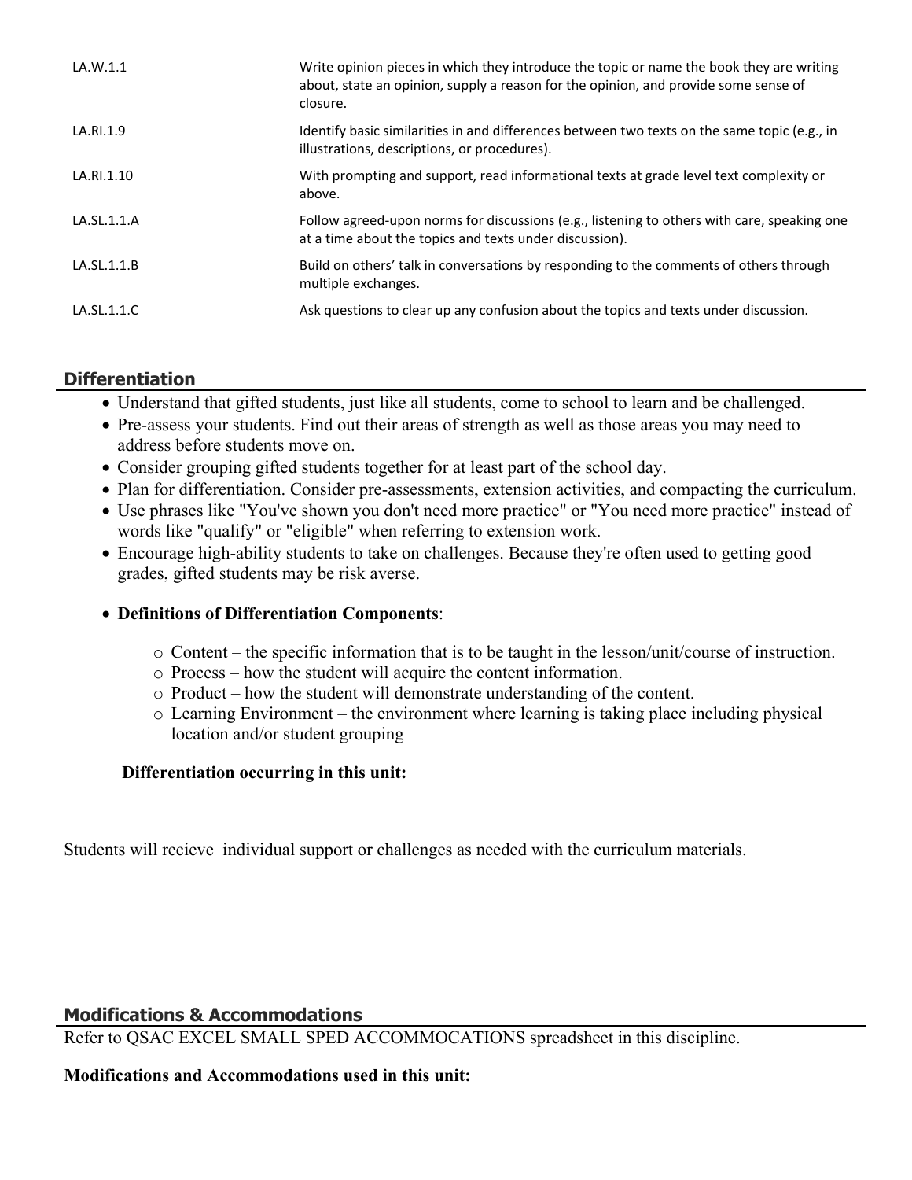| | |
|---|---|
| LA.W.1.1 | Write opinion pieces in which they introduce the topic or name the book they are writing about, state an opinion, supply a reason for the opinion, and provide some sense of closure. |
| LA.RI.1.9 | Identify basic similarities in and differences between two texts on the same topic (e.g., in illustrations, descriptions, or procedures). |
| LA.RI.1.10 | With prompting and support, read informational texts at grade level text complexity or above. |
| LA.SL.1.1.A | Follow agreed-upon norms for discussions (e.g., listening to others with care, speaking one at a time about the topics and texts under discussion). |
| LA.SL.1.1.B | Build on others' talk in conversations by responding to the comments of others through multiple exchanges. |
| LA.SL.1.1.C | Ask questions to clear up any confusion about the topics and texts under discussion. |

## Differentiation

- Understand that gifted students, just like all students, come to school to learn and be challenged.
- Pre-assess your students. Find out their areas of strength as well as those areas you may need to address before students move on.
- Consider grouping gifted students together for at least part of the school day.
- Plan for differentiation. Consider pre-assessments, extension activities, and compacting the curriculum.
- Use phrases like "You've shown you don't need more practice" or "You need more practice" instead of words like "qualify" or "eligible" when referring to extension work.
- Encourage high-ability students to take on challenges. Because they're often used to getting good grades, gifted students may be risk averse.
- **Definitions of Differentiation Components**:
  - Content – the specific information that is to be taught in the lesson/unit/course of instruction.
  - Process – how the student will acquire the content information.
  - Product – how the student will demonstrate understanding of the content.
  - Learning Environment – the environment where learning is taking place including physical location and/or student grouping

**Differentiation occurring in this unit:**

Students will recieve individual support or challenges as needed with the curriculum materials.

## Modifications & Accommodations

Refer to QSAC EXCEL SMALL SPED ACCOMMOCATIONS spreadsheet in this discipline.

**Modifications and Accommodations used in this unit:**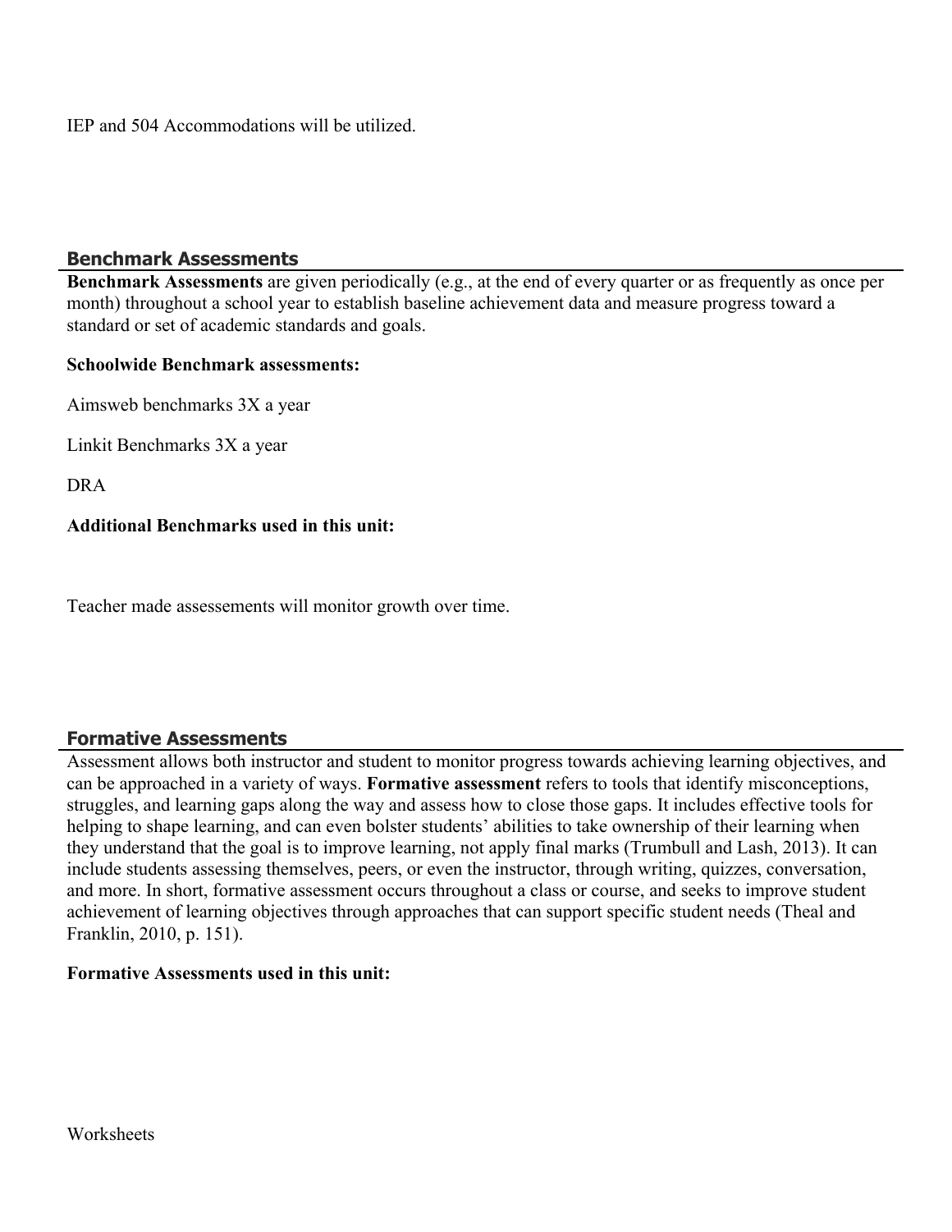IEP and 504 Accommodations will be utilized.

## Benchmark Assessments

**Benchmark Assessments** are given periodically (e.g., at the end of every quarter or as frequently as once per month) throughout a school year to establish baseline achievement data and measure progress toward a standard or set of academic standards and goals.

**Schoolwide Benchmark assessments:**

Aimsweb benchmarks 3X a year

Linkit Benchmarks 3X a year

DRA

**Additional Benchmarks used in this unit:**

Teacher made assessements will monitor growth over time.

## Formative Assessments

Assessment allows both instructor and student to monitor progress towards achieving learning objectives, and can be approached in a variety of ways. **Formative assessment** refers to tools that identify misconceptions, struggles, and learning gaps along the way and assess how to close those gaps. It includes effective tools for helping to shape learning, and can even bolster students' abilities to take ownership of their learning when they understand that the goal is to improve learning, not apply final marks (Trumbull and Lash, 2013). It can include students assessing themselves, peers, or even the instructor, through writing, quizzes, conversation, and more. In short, formative assessment occurs throughout a class or course, and seeks to improve student achievement of learning objectives through approaches that can support specific student needs (Theal and Franklin, 2010, p. 151).

**Formative Assessments used in this unit:**

Worksheets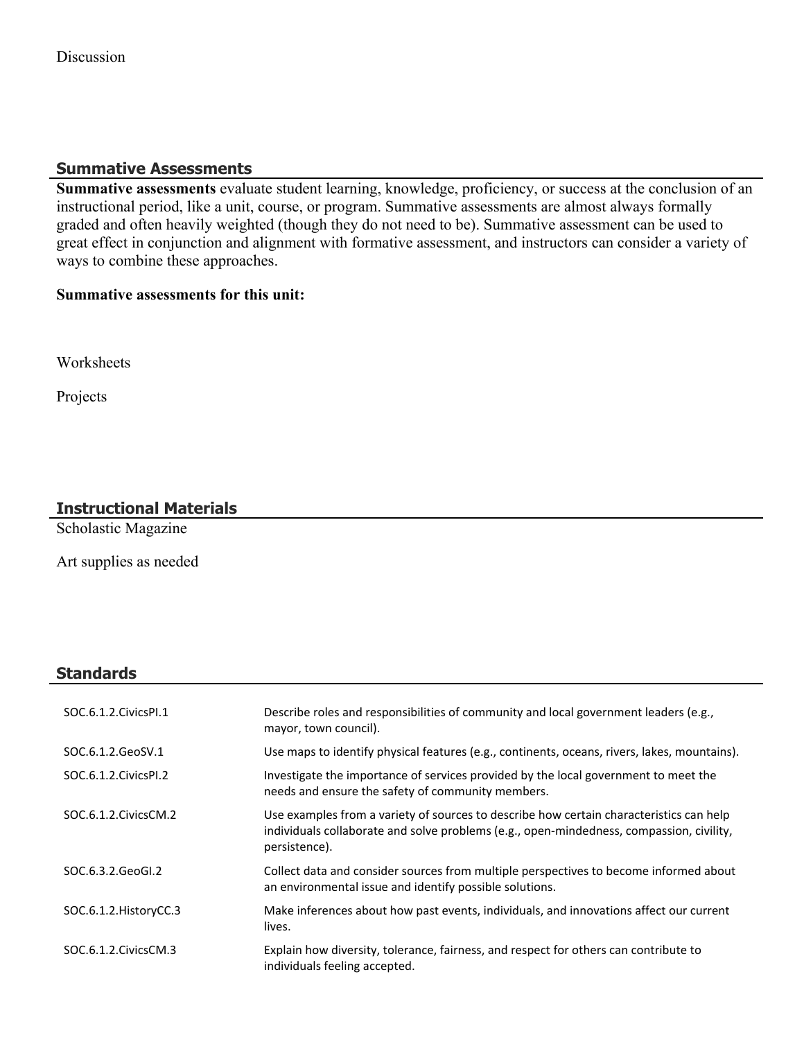Discussion

## Summative Assessments

**Summative assessments** evaluate student learning, knowledge, proficiency, or success at the conclusion of an instructional period, like a unit, course, or program. Summative assessments are almost always formally graded and often heavily weighted (though they do not need to be). Summative assessment can be used to great effect in conjunction and alignment with formative assessment, and instructors can consider a variety of ways to combine these approaches.

**Summative assessments for this unit:**

Worksheets

Projects

## Instructional Materials

Scholastic Magazine

Art supplies as needed

## Standards

| | |
|---|---|
| SOC.6.1.2.CivicsPI.1 | Describe roles and responsibilities of community and local government leaders (e.g., mayor, town council). |
| SOC.6.1.2.GeoSV.1 | Use maps to identify physical features (e.g., continents, oceans, rivers, lakes, mountains). |
| SOC.6.1.2.CivicsPI.2 | Investigate the importance of services provided by the local government to meet the needs and ensure the safety of community members. |
| SOC.6.1.2.CivicsCM.2 | Use examples from a variety of sources to describe how certain characteristics can help individuals collaborate and solve problems (e.g., open-mindedness, compassion, civility, persistence). |
| SOC.6.3.2.GeoGI.2 | Collect data and consider sources from multiple perspectives to become informed about an environmental issue and identify possible solutions. |
| SOC.6.1.2.HistoryCC.3 | Make inferences about how past events, individuals, and innovations affect our current lives. |
| SOC.6.1.2.CivicsCM.3 | Explain how diversity, tolerance, fairness, and respect for others can contribute to individuals feeling accepted. |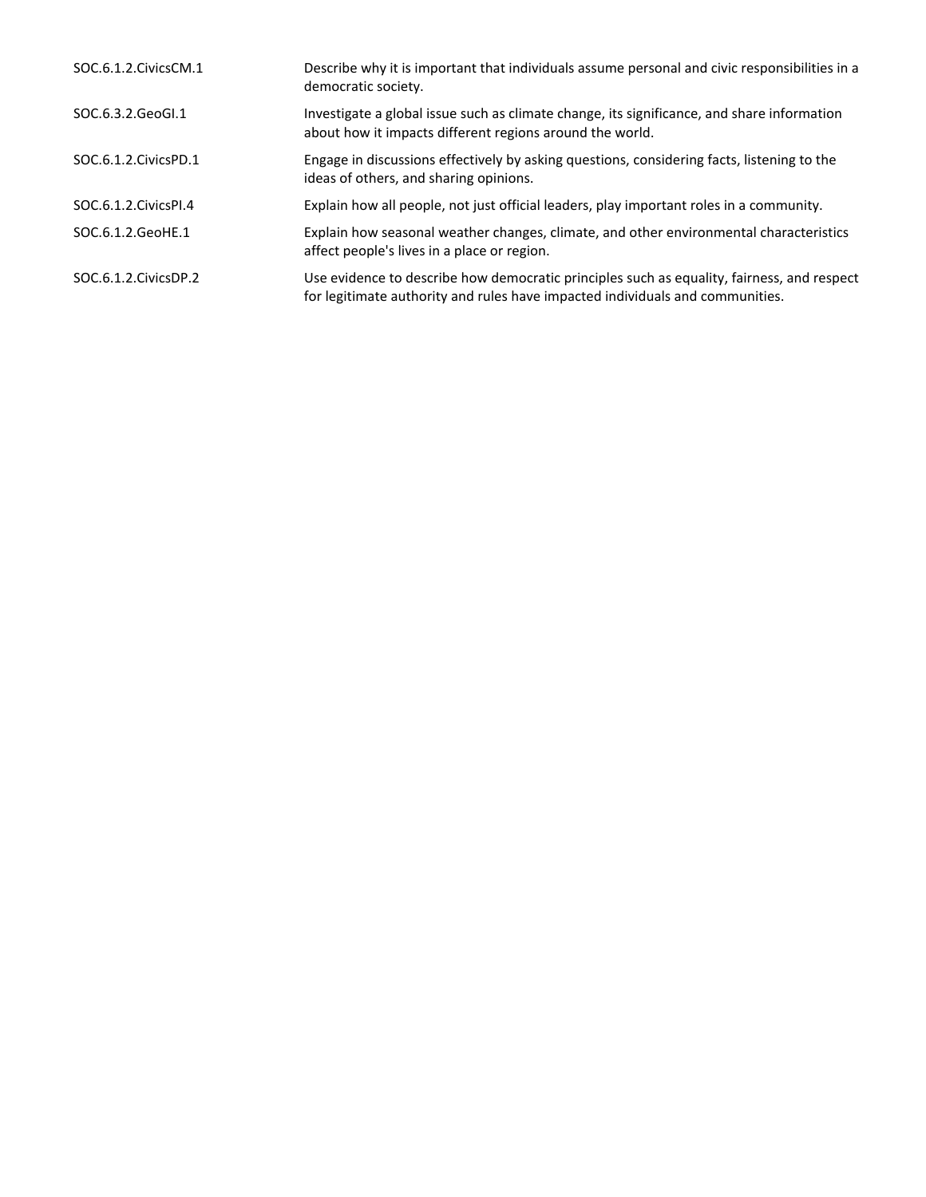| | |
|---|---|
| SOC.6.1.2.CivicsCM.1 | Describe why it is important that individuals assume personal and civic responsibilities in a democratic society. |
| SOC.6.3.2.GeoGI.1 | Investigate a global issue such as climate change, its significance, and share information about how it impacts different regions around the world. |
| SOC.6.1.2.CivicsPD.1 | Engage in discussions effectively by asking questions, considering facts, listening to the ideas of others, and sharing opinions. |
| SOC.6.1.2.CivicsPI.4 | Explain how all people, not just official leaders, play important roles in a community. |
| SOC.6.1.2.GeoHE.1 | Explain how seasonal weather changes, climate, and other environmental characteristics affect people's lives in a place or region. |
| SOC.6.1.2.CivicsDP.2 | Use evidence to describe how democratic principles such as equality, fairness, and respect for legitimate authority and rules have impacted individuals and communities. |